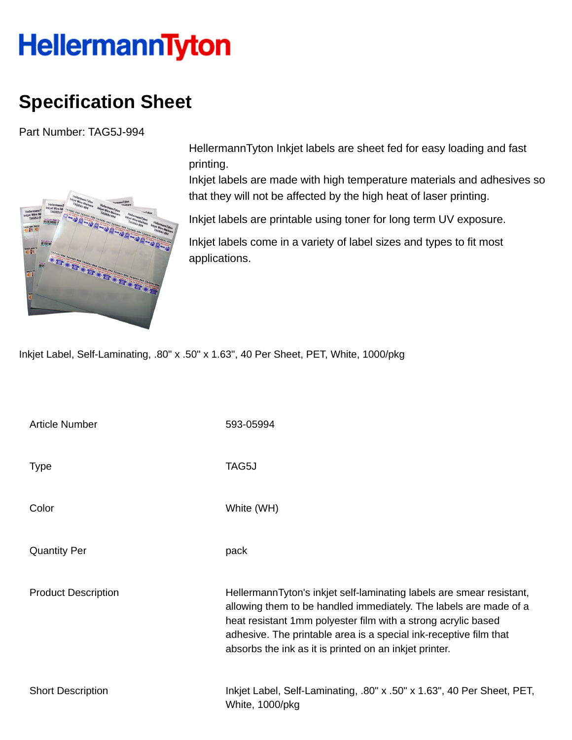# HellermannTyton

## Specification Sheet

Part Number: TAG5J-994

HellermannTyton Inkjet labels are sheet fed for easy loading and fast printing.
Inkjet labels are made with high temperature materials and adhesives so that they will not be affected by the high heat of laser printing.

Inkjet labels are printable using toner for long term UV exposure.

Inkjet labels come in a variety of label sizes and types to fit most applications.

Inkjet Label, Self-Laminating, .80" x .50" x 1.63", 40 Per Sheet, PET, White, 1000/pkg

| | |
|---|---|
| Article Number | 593-05994 |
| Type | TAG5J |
| Color | White (WH) |
| Quantity Per | pack |
| Product Description | HellermannTyton's inkjet self-laminating labels are smear resistant, allowing them to be handled immediately. The labels are made of a heat resistant 1mm polyester film with a strong acrylic based adhesive. The printable area is a special ink-receptive film that absorbs the ink as it is printed on an inkjet printer. |
| Short Description | Inkjet Label, Self-Laminating, .80" x .50" x 1.63", 40 Per Sheet, PET, White, 1000/pkg |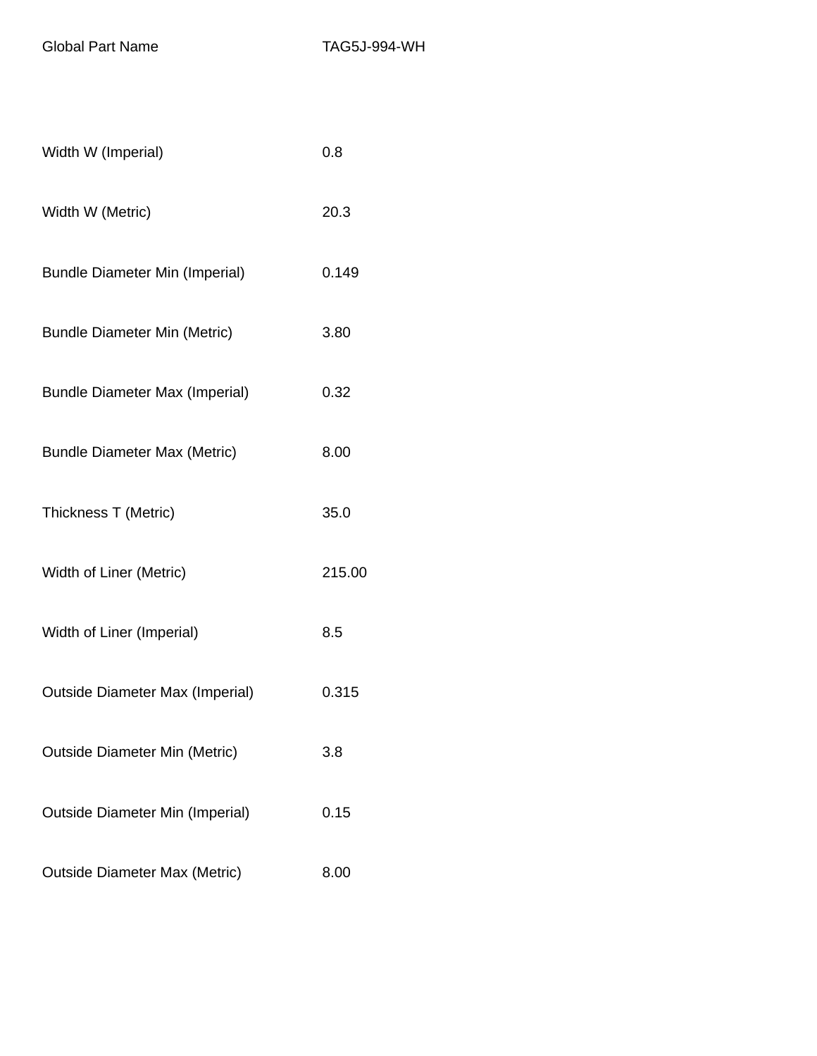| Global Part Name | TAG5J-994-WH |
| --- | --- |
| Width W (Imperial) | 0.8 |
| Width W (Metric) | 20.3 |
| Bundle Diameter Min (Imperial) | 0.149 |
| Bundle Diameter Min (Metric) | 3.80 |
| Bundle Diameter Max (Imperial) | 0.32 |
| Bundle Diameter Max (Metric) | 8.00 |
| Thickness T (Metric) | 35.0 |
| Width of Liner (Metric) | 215.00 |
| Width of Liner (Imperial) | 8.5 |
| Outside Diameter Max (Imperial) | 0.315 |
| Outside Diameter Min (Metric) | 3.8 |
| Outside Diameter Min (Imperial) | 0.15 |
| Outside Diameter Max (Metric) | 8.00 |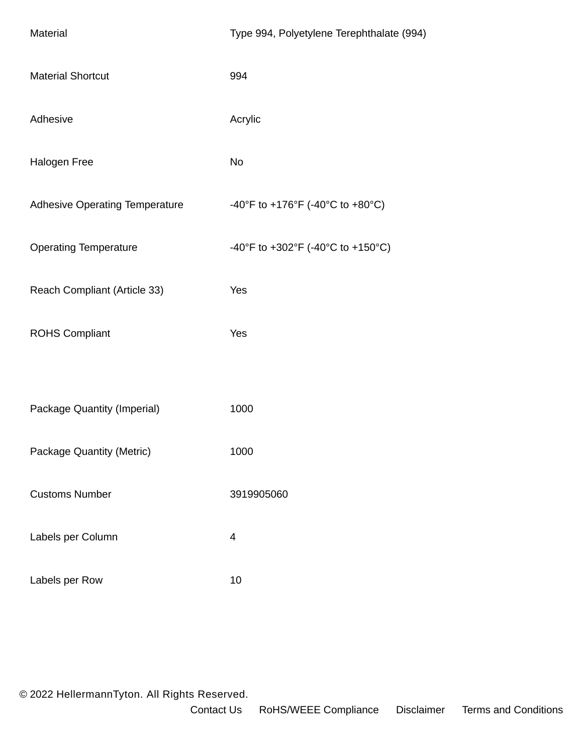| | |
|---|---|
| Material | Type 994, Polyetylene Terephthalate (994) |
| Material Shortcut | 994 |
| Adhesive | Acrylic |
| Halogen Free | No |
| Adhesive Operating Temperature | -40°F to +176°F (-40°C to +80°C) |
| Operating Temperature | -40°F to +302°F (-40°C to +150°C) |
| Reach Compliant (Article 33) | Yes |
| ROHS Compliant | Yes |

| | |
|---|---|
| Package Quantity (Imperial) | 1000 |
| Package Quantity (Metric) | 1000 |
| Customs Number | 3919905060 |
| Labels per Column | 4 |
| Labels per Row | 10 |

© 2022 HellermannTyton. All Rights Reserved.

Contact Us RoHS/WEEE Compliance Disclaimer Terms and Conditions